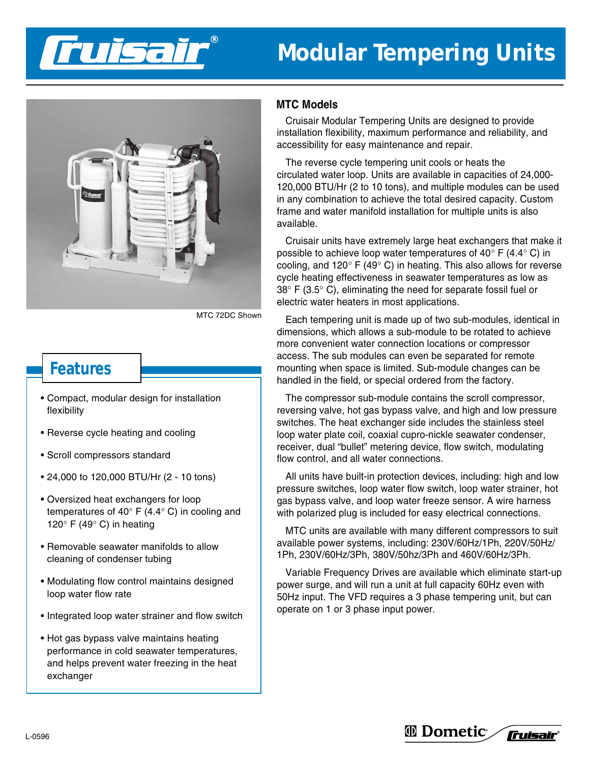# Cruisair® Modular Tempering Units

MTC 72DC Shown

## Features

- Compact, modular design for installation flexibility
- Reverse cycle heating and cooling
- Scroll compressors standard
- 24,000 to 120,000 BTU/Hr (2 - 10 tons)
- Oversized heat exchangers for loop temperatures of 40° F (4.4° C) in cooling and 120° F (49° C) in heating
- Removable seawater manifolds to allow cleaning of condenser tubing
- Modulating flow control maintains designed loop water flow rate
- Integrated loop water strainer and flow switch
- Hot gas bypass valve maintains heating performance in cold seawater temperatures, and helps prevent water freezing in the heat exchanger

## MTC Models

Cruisair Modular Tempering Units are designed to provide installation flexibility, maximum performance and reliability, and accessibility for easy maintenance and repair.

The reverse cycle tempering unit cools or heats the circulated water loop. Units are available in capacities of 24,000-120,000 BTU/Hr (2 to 10 tons), and multiple modules can be used in any combination to achieve the total desired capacity. Custom frame and water manifold installation for multiple units is also available.

Cruisair units have extremely large heat exchangers that make it possible to achieve loop water temperatures of 40° F (4.4° C) in cooling, and 120° F (49° C) in heating. This also allows for reverse cycle heating effectiveness in seawater temperatures as low as 38° F (3.5° C), eliminating the need for separate fossil fuel or electric water heaters in most applications.

Each tempering unit is made up of two sub-modules, identical in dimensions, which allows a sub-module to be rotated to achieve more convenient water connection locations or compressor access. The sub modules can even be separated for remote mounting when space is limited. Sub-module changes can be handled in the field, or special ordered from the factory.

The compressor sub-module contains the scroll compressor, reversing valve, hot gas bypass valve, and high and low pressure switches. The heat exchanger side includes the stainless steel loop water plate coil, coaxial cupro-nickle seawater condenser, receiver, dual "bullet" metering device, flow switch, modulating flow control, and all water connections.

All units have built-in protection devices, including: high and low pressure switches, loop water flow switch, loop water strainer, hot gas bypass valve, and loop water freeze sensor. A wire harness with polarized plug is included for easy electrical connections.

MTC units are available with many different compressors to suit available power systems, including: 230V/60Hz/1Ph, 220V/50Hz/1Ph, 230V/60Hz/3Ph, 380V/50hz/3Ph and 460V/60Hz/3Ph.

Variable Frequency Drives are available which eliminate start-up power surge, and will run a unit at full capacity 60Hz even with 50Hz input. The VFD requires a 3 phase tempering unit, but can operate on 1 or 3 phase input power.

L-0596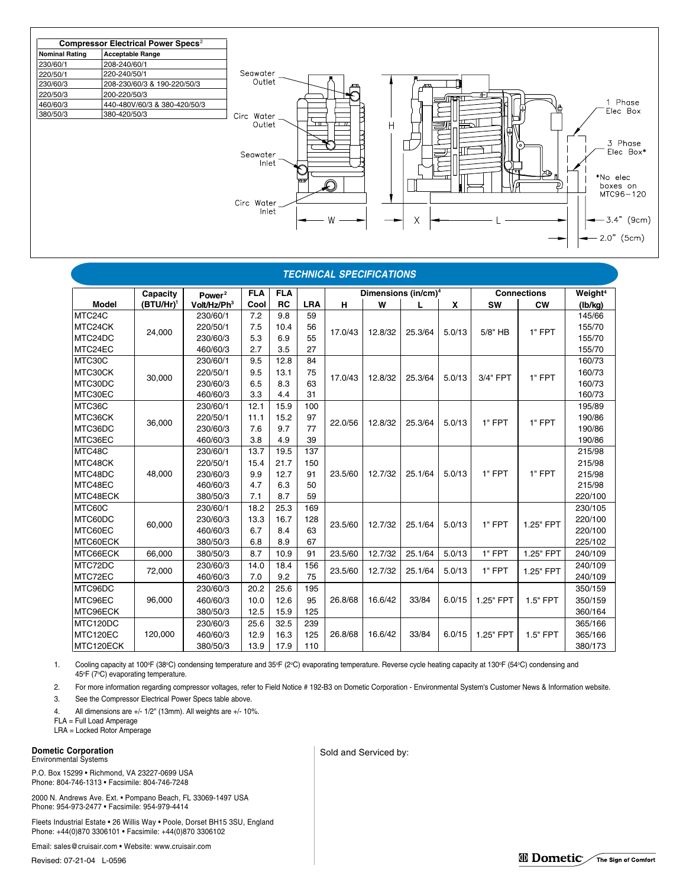| Compressor Electrical Power Specs[2] | |
|---|---|
| **Nominal Rating** | **Acceptable Range** |
| 230/60/1 | 208-240/60/1 |
| 220/50/1 | 220-240/50/1 |
| 230/60/3 | 208-230/60/3 & 190-220/50/3 |
| 220/50/3 | 200-220/50/3 |
| 460/60/3 | 440-480V/60/3 & 380-420/50/3 |
| 380/50/3 | 380-420/50/3 |

Seawater Outlet

Circ Water Outlet

Seawater Inlet

Circ Water Inlet

H

W

X

L

1 Phase Elec Box

3 Phase Elec Box*

*No elec boxes on MTC96-120

3.4" (9cm)

2.0" (5cm)

## TECHNICAL SPECIFICATIONS

| Model | Capacity (BTU/Hr)[1] | Power[2] Volt/Hz/Ph[3] | FLA Cool | FLA RC | LRA | Dimensions (in/cm)[4] H | W | L | X | Connections SW | CW | Weight[4] (lb/kg) |
|---|---|---|---|---|---|---|---|---|---|---|---|---|
| MTC24C | 24,000 | 230/60/1 | 7.2 | 9.8 | 59 | 17.0/43 | 12.8/32 | 25.3/64 | 5.0/13 | 5/8" HB | 1" FPT | 145/66 |
| MTC24CK | | 220/50/1 | 7.5 | 10.4 | 56 | | | | | | | 155/70 |
| MTC24DC | | 230/60/3 | 5.3 | 6.9 | 55 | | | | | | | 155/70 |
| MTC24EC | | 460/60/3 | 2.7 | 3.5 | 27 | | | | | | | 155/70 |
| MTC30C | 30,000 | 230/60/1 | 9.5 | 12.8 | 84 | 17.0/43 | 12.8/32 | 25.3/64 | 5.0/13 | 3/4" FPT | 1" FPT | 160/73 |
| MTC30CK | | 220/50/1 | 9.5 | 13.1 | 75 | | | | | | | 160/73 |
| MTC30DC | | 230/60/3 | 6.5 | 8.3 | 63 | | | | | | | 160/73 |
| MTC30EC | | 460/60/3 | 3.3 | 4.4 | 31 | | | | | | | 160/73 |
| MTC36C | 36,000 | 230/60/1 | 12.1 | 15.9 | 100 | 22.0/56 | 12.8/32 | 25.3/64 | 5.0/13 | 1" FPT | 1" FPT | 195/89 |
| MTC36CK | | 220/50/1 | 11.1 | 15.2 | 97 | | | | | | | 190/86 |
| MTC36DC | | 230/60/3 | 7.6 | 9.7 | 77 | | | | | | | 190/86 |
| MTC36EC | | 460/60/3 | 3.8 | 4.9 | 39 | | | | | | | 190/86 |
| MTC48C | 48,000 | 230/60/1 | 13.7 | 19.5 | 137 | 23.5/60 | 12.7/32 | 25.1/64 | 5.0/13 | 1" FPT | 1" FPT | 215/98 |
| MTC48CK | | 220/50/1 | 15.4 | 21.7 | 150 | | | | | | | 215/98 |
| MTC48DC | | 230/60/3 | 9.9 | 12.7 | 91 | | | | | | | 215/98 |
| MTC48EC | | 460/60/3 | 4.7 | 6.3 | 50 | | | | | | | 215/98 |
| MTC48ECK | | 380/50/3 | 7.1 | 8.7 | 59 | | | | | | | 220/100 |
| MTC60C | 60,000 | 230/60/1 | 18.2 | 25.3 | 169 | 23.5/60 | 12.7/32 | 25.1/64 | 5.0/13 | 1" FPT | 1.25" FPT | 230/105 |
| MTC60DC | | 230/60/3 | 13.3 | 16.7 | 128 | | | | | | | 220/100 |
| MTC60EC | | 460/60/3 | 6.7 | 8.4 | 63 | | | | | | | 220/100 |
| MTC60ECK | | 380/50/3 | 6.8 | 8.9 | 67 | | | | | | | 225/102 |
| MTC66ECK | 66,000 | 380/50/3 | 8.7 | 10.9 | 91 | 23.5/60 | 12.7/32 | 25.1/64 | 5.0/13 | 1" FPT | 1.25" FPT | 240/109 |
| MTC72DC | 72,000 | 230/60/3 | 14.0 | 18.4 | 156 | 23.5/60 | 12.7/32 | 25.1/64 | 5.0/13 | 1" FPT | 1.25" FPT | 240/109 |
| MTC72EC | | 460/60/3 | 7.0 | 9.2 | 75 | | | | | | | 240/109 |
| MTC96DC | 96,000 | 230/60/3 | 20.2 | 25.6 | 195 | 26.8/68 | 16.6/42 | 33/84 | 6.0/15 | 1.25" FPT | 1.5" FPT | 350/159 |
| MTC96EC | | 460/60/3 | 10.0 | 12.6 | 95 | | | | | | | 350/159 |
| MTC96ECK | | 380/50/3 | 12.5 | 15.9 | 125 | | | | | | | 360/164 |
| MTC120DC | 120,000 | 230/60/3 | 25.6 | 32.5 | 239 | 26.8/68 | 16.6/42 | 33/84 | 6.0/15 | 1.25" FPT | 1.5" FPT | 365/166 |
| MTC120EC | | 460/60/3 | 12.9 | 16.3 | 125 | | | | | | | 365/166 |
| MTC120ECK | | 380/50/3 | 13.9 | 17.9 | 110 | | | | | | | 380/173 |

1. Cooling capacity at 100ºF (38ºC) condensing temperature and 35ºF (2ºC) evaporating temperature. Reverse cycle heating capacity at 130ºF (54ºC) condensing and 45ºF (7ºC) evaporating temperature.
2. For more information regarding compressor voltages, refer to Field Notice # 192-B3 on Dometic Corporation - Environmental System's Customer News & Information website.
3. See the Compressor Electrical Power Specs table above.
4. All dimensions are +/- 1/2" (13mm). All weights are +/- 10%.

FLA = Full Load Amperage
LRA = Locked Rotor Amperage

**Dometic Corporation**
Environmental Systems

P.O. Box 15299 • Richmond, VA 23227-0699 USA
Phone: 804-746-1313 • Facsimile: 804-746-7248

2000 N. Andrews Ave. Ext. • Pompano Beach, FL 33069-1497 USA
Phone: 954-973-2477 • Facsimile: 954-979-4414

Fleets Industrial Estate • 26 Willis Way • Poole, Dorset BH15 3SU, England
Phone: +44(0)870 3306101 • Facsimile: +44(0)870 3306102

Email: sales@cruisair.com • Website: www.cruisair.com

Revised: 07-21-04 L-0596

Sold and Serviced by:

Dometic The Sign of Comfort